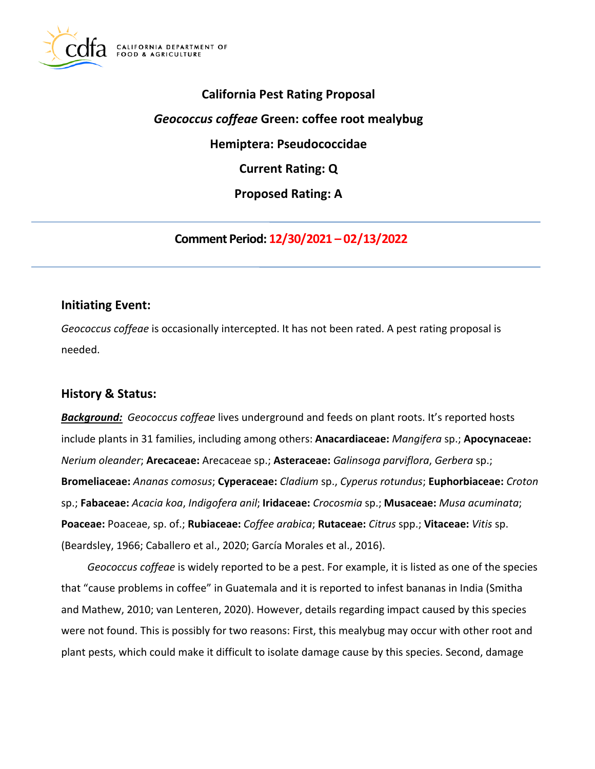# California Pest Rating Proposal

## *Geococcus coffeae* Green: coffee root mealybug

## Hemiptera: Pseudococcidae

## Current Rating: Q

## Proposed Rating: A

---

**Comment Period: 12/30/2021 – 02/13/2022**

---

## Initiating Event:

*Geococcus coffeae* is occasionally intercepted. It has not been rated. A pest rating proposal is needed.

## History & Status:

***Background:*** *Geococcus coffeae* lives underground and feeds on plant roots. It's reported hosts include plants in 31 families, including among others: **Anacardiaceae:** *Mangifera* sp.; **Apocynaceae:** *Nerium oleander*; **Arecaceae:** Arecaceae sp.; **Asteraceae:** *Galinsoga parviflora*, *Gerbera* sp.; **Bromeliaceae:** *Ananas comosus*; **Cyperaceae:** *Cladium* sp., *Cyperus rotundus*; **Euphorbiaceae:** *Croton* sp.; **Fabaceae:** *Acacia koa*, *Indigofera anil*; **Iridaceae:** *Crocosmia* sp.; **Musaceae:** *Musa acuminata*; **Poaceae:** Poaceae, sp. of.; **Rubiaceae:** *Coffee arabica*; **Rutaceae:** *Citrus* spp.; **Vitaceae:** *Vitis* sp. (Beardsley, 1966; Caballero et al., 2020; García Morales et al., 2016).

*Geococcus coffeae* is widely reported to be a pest. For example, it is listed as one of the species that "cause problems in coffee" in Guatemala and it is reported to infest bananas in India (Smitha and Mathew, 2010; van Lenteren, 2020). However, details regarding impact caused by this species were not found. This is possibly for two reasons: First, this mealybug may occur with other root and plant pests, which could make it difficult to isolate damage cause by this species. Second, damage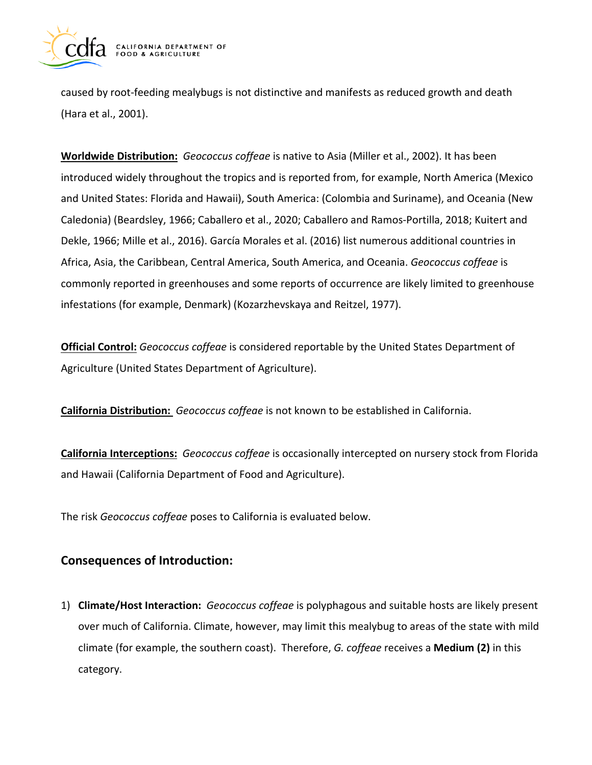caused by root-feeding mealybugs is not distinctive and manifests as reduced growth and death (Hara et al., 2001).

**Worldwide Distribution:** *Geococcus coffeae* is native to Asia (Miller et al., 2002). It has been introduced widely throughout the tropics and is reported from, for example, North America (Mexico and United States: Florida and Hawaii), South America: (Colombia and Suriname), and Oceania (New Caledonia) (Beardsley, 1966; Caballero et al., 2020; Caballero and Ramos-Portilla, 2018; Kuitert and Dekle, 1966; Mille et al., 2016). García Morales et al. (2016) list numerous additional countries in Africa, Asia, the Caribbean, Central America, South America, and Oceania. *Geococcus coffeae* is commonly reported in greenhouses and some reports of occurrence are likely limited to greenhouse infestations (for example, Denmark) (Kozarzhevskaya and Reitzel, 1977).

**Official Control:** *Geococcus coffeae* is considered reportable by the United States Department of Agriculture (United States Department of Agriculture).

**California Distribution:** *Geococcus coffeae* is not known to be established in California.

**California Interceptions:** *Geococcus coffeae* is occasionally intercepted on nursery stock from Florida and Hawaii (California Department of Food and Agriculture).

The risk *Geococcus coffeae* poses to California is evaluated below.

## Consequences of Introduction:

1) **Climate/Host Interaction:** *Geococcus coffeae* is polyphagous and suitable hosts are likely present over much of California. Climate, however, may limit this mealybug to areas of the state with mild climate (for example, the southern coast). Therefore, *G. coffeae* receives a **Medium (2)** in this category.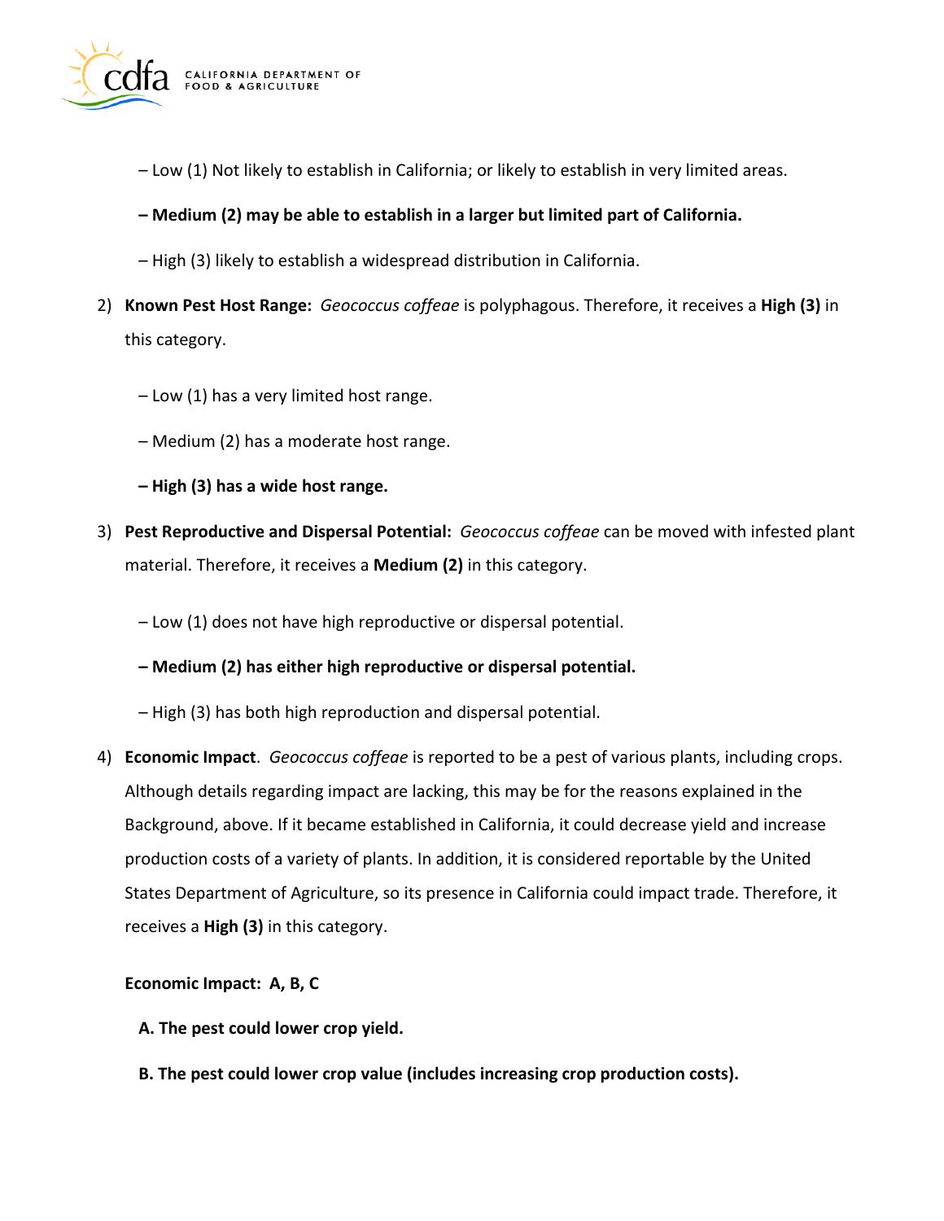– Low (1) Not likely to establish in California; or likely to establish in very limited areas.

**– Medium (2) may be able to establish in a larger but limited part of California.**

– High (3) likely to establish a widespread distribution in California.

2) **Known Pest Host Range:** *Geococcus coffeae* is polyphagous. Therefore, it receives a **High (3)** in this category.

   – Low (1) has a very limited host range.

   – Medium (2) has a moderate host range.

   **– High (3) has a wide host range.**

3) **Pest Reproductive and Dispersal Potential:** *Geococcus coffeae* can be moved with infested plant material. Therefore, it receives a **Medium (2)** in this category.

   – Low (1) does not have high reproductive or dispersal potential.

   **– Medium (2) has either high reproductive or dispersal potential.**

   – High (3) has both high reproduction and dispersal potential.

4) **Economic Impact**. *Geococcus coffeae* is reported to be a pest of various plants, including crops. Although details regarding impact are lacking, this may be for the reasons explained in the Background, above. If it became established in California, it could decrease yield and increase production costs of a variety of plants. In addition, it is considered reportable by the United States Department of Agriculture, so its presence in California could impact trade. Therefore, it receives a **High (3)** in this category.

   **Economic Impact: A, B, C**

   **A. The pest could lower crop yield.**

   **B. The pest could lower crop value (includes increasing crop production costs).**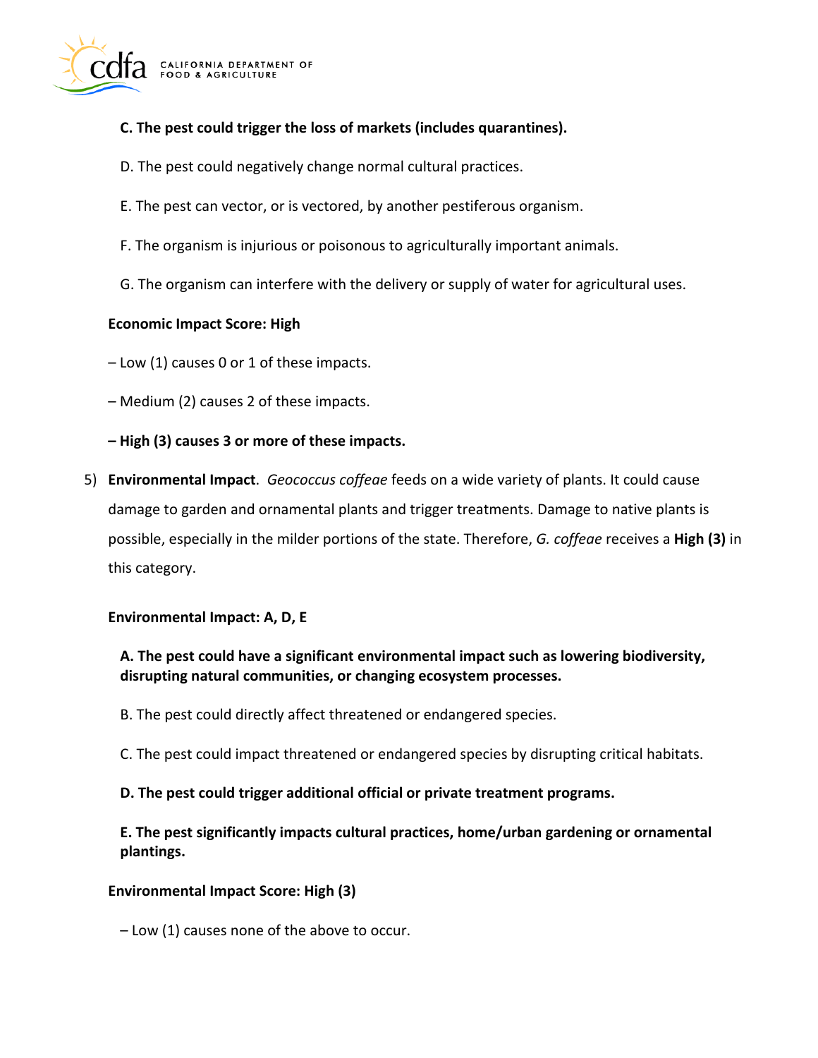**C. The pest could trigger the loss of markets (includes quarantines).**

D. The pest could negatively change normal cultural practices.

E. The pest can vector, or is vectored, by another pestiferous organism.

F. The organism is injurious or poisonous to agriculturally important animals.

G. The organism can interfere with the delivery or supply of water for agricultural uses.

**Economic Impact Score: High**

– Low (1) causes 0 or 1 of these impacts.

– Medium (2) causes 2 of these impacts.

**– High (3) causes 3 or more of these impacts.**

5) **Environmental Impact**. *Geococcus coffeae* feeds on a wide variety of plants. It could cause damage to garden and ornamental plants and trigger treatments. Damage to native plants is possible, especially in the milder portions of the state. Therefore, *G. coffeae* receives a **High (3)** in this category.

**Environmental Impact: A, D, E**

**A. The pest could have a significant environmental impact such as lowering biodiversity, disrupting natural communities, or changing ecosystem processes.**

B. The pest could directly affect threatened or endangered species.

C. The pest could impact threatened or endangered species by disrupting critical habitats.

**D. The pest could trigger additional official or private treatment programs.**

**E. The pest significantly impacts cultural practices, home/urban gardening or ornamental plantings.**

**Environmental Impact Score: High (3)**

– Low (1) causes none of the above to occur.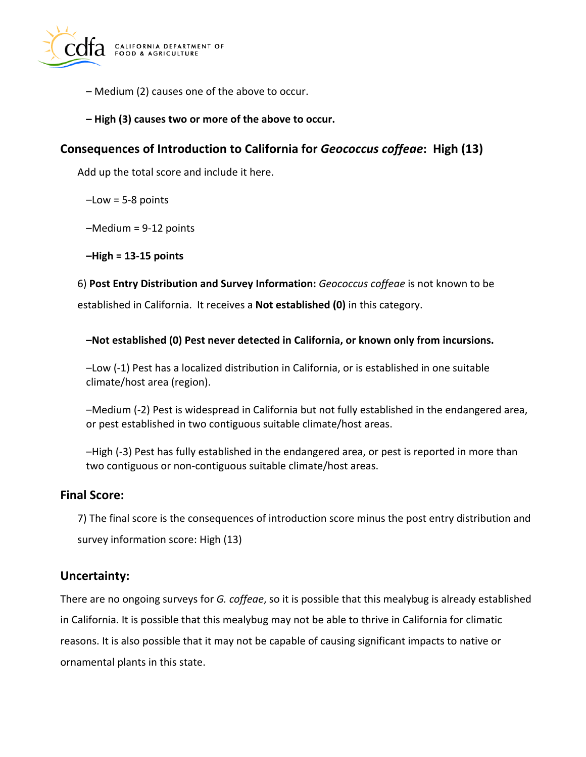– Medium (2) causes one of the above to occur.

**– High (3) causes two or more of the above to occur.**

## Consequences of Introduction to California for *Geococcus coffeae*: High (13)

Add up the total score and include it here.

–Low = 5-8 points

–Medium = 9-12 points

**–High = 13-15 points**

6) **Post Entry Distribution and Survey Information:** *Geococcus coffeae* is not known to be established in California. It receives a **Not established (0)** in this category.

**–Not established (0) Pest never detected in California, or known only from incursions.**

–Low (-1) Pest has a localized distribution in California, or is established in one suitable climate/host area (region).

–Medium (-2) Pest is widespread in California but not fully established in the endangered area, or pest established in two contiguous suitable climate/host areas.

–High (-3) Pest has fully established in the endangered area, or pest is reported in more than two contiguous or non-contiguous suitable climate/host areas.

## Final Score:

7) The final score is the consequences of introduction score minus the post entry distribution and survey information score: High (13)

## Uncertainty:

There are no ongoing surveys for *G. coffeae*, so it is possible that this mealybug is already established in California. It is possible that this mealybug may not be able to thrive in California for climatic reasons. It is also possible that it may not be capable of causing significant impacts to native or ornamental plants in this state.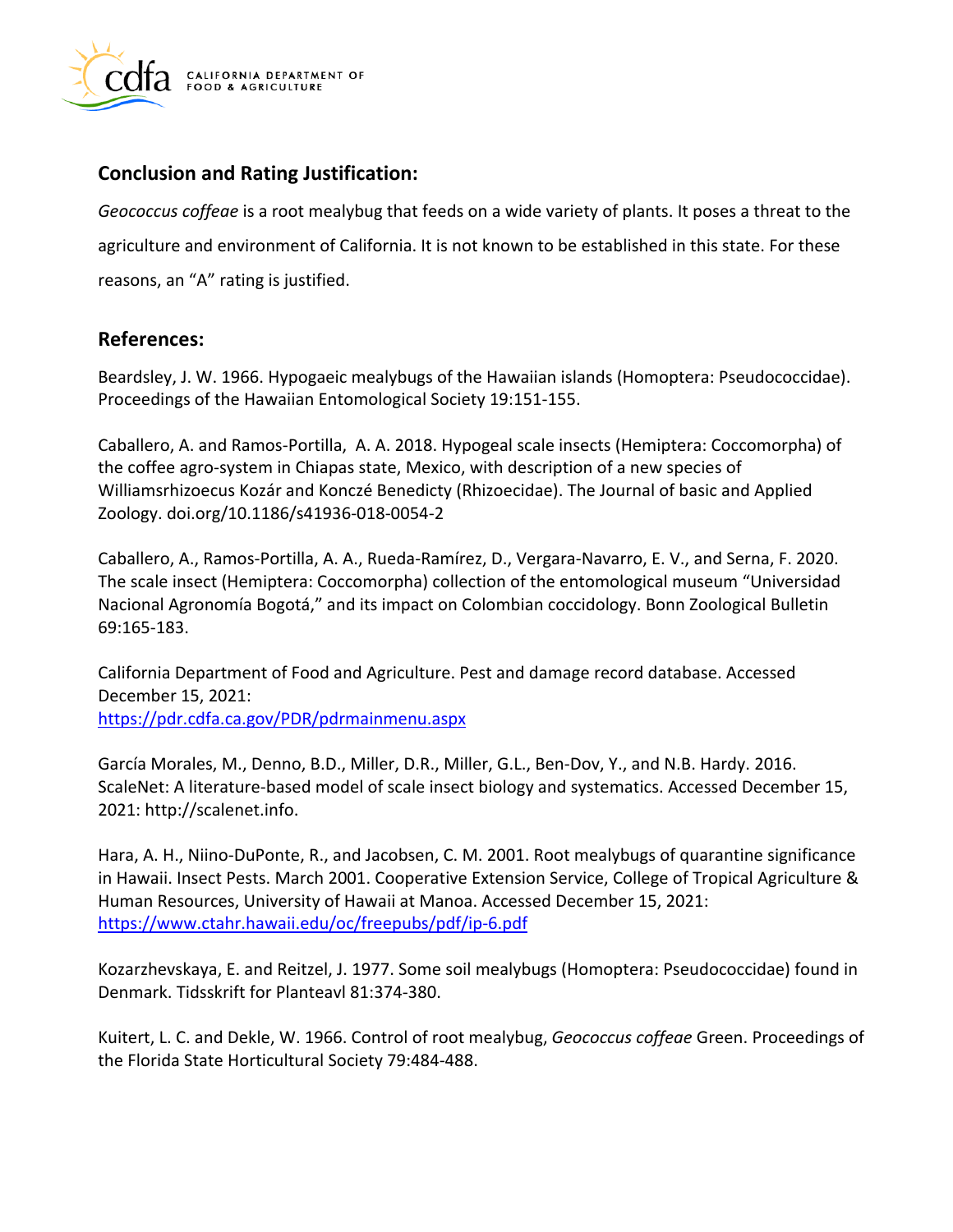## Conclusion and Rating Justification:

*Geococcus coffeae* is a root mealybug that feeds on a wide variety of plants. It poses a threat to the agriculture and environment of California. It is not known to be established in this state. For these reasons, an "A" rating is justified.

## References:

Beardsley, J. W. 1966. Hypogaeic mealybugs of the Hawaiian islands (Homoptera: Pseudococcidae). Proceedings of the Hawaiian Entomological Society 19:151-155.

Caballero, A. and Ramos-Portilla, A. A. 2018. Hypogeal scale insects (Hemiptera: Coccomorpha) of the coffee agro-system in Chiapas state, Mexico, with description of a new species of Williamsrhizoecus Kozár and Konczé Benedicty (Rhizoecidae). The Journal of basic and Applied Zoology. doi.org/10.1186/s41936-018-0054-2

Caballero, A., Ramos-Portilla, A. A., Rueda-Ramírez, D., Vergara-Navarro, E. V., and Serna, F. 2020. The scale insect (Hemiptera: Coccomorpha) collection of the entomological museum "Universidad Nacional Agronomía Bogotá," and its impact on Colombian coccidology. Bonn Zoological Bulletin 69:165-183.

California Department of Food and Agriculture. Pest and damage record database. Accessed December 15, 2021: https://pdr.cdfa.ca.gov/PDR/pdrmainmenu.aspx

García Morales, M., Denno, B.D., Miller, D.R., Miller, G.L., Ben-Dov, Y., and N.B. Hardy. 2016. ScaleNet: A literature-based model of scale insect biology and systematics. Accessed December 15, 2021: http://scalenet.info.

Hara, A. H., Niino-DuPonte, R., and Jacobsen, C. M. 2001. Root mealybugs of quarantine significance in Hawaii. Insect Pests. March 2001. Cooperative Extension Service, College of Tropical Agriculture & Human Resources, University of Hawaii at Manoa. Accessed December 15, 2021: https://www.ctahr.hawaii.edu/oc/freepubs/pdf/ip-6.pdf

Kozarzhevskaya, E. and Reitzel, J. 1977. Some soil mealybugs (Homoptera: Pseudococcidae) found in Denmark. Tidsskrift for Planteavl 81:374-380.

Kuitert, L. C. and Dekle, W. 1966. Control of root mealybug, *Geococcus coffeae* Green. Proceedings of the Florida State Horticultural Society 79:484-488.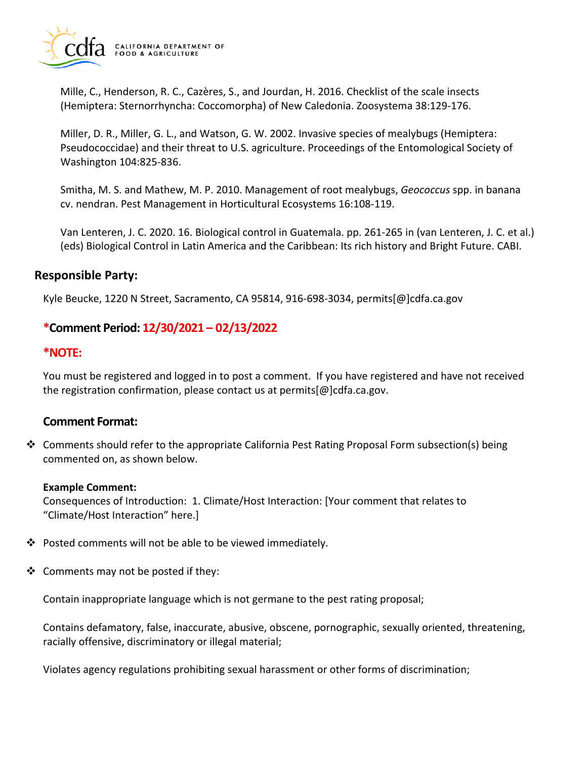Mille, C., Henderson, R. C., Cazères, S., and Jourdan, H. 2016. Checklist of the scale insects (Hemiptera: Sternorrhyncha: Coccomorpha) of New Caledonia. Zoosystema 38:129-176.

Miller, D. R., Miller, G. L., and Watson, G. W. 2002. Invasive species of mealybugs (Hemiptera: Pseudococcidae) and their threat to U.S. agriculture. Proceedings of the Entomological Society of Washington 104:825-836.

Smitha, M. S. and Mathew, M. P. 2010. Management of root mealybugs, *Geococcus* spp. in banana cv. nendran. Pest Management in Horticultural Ecosystems 16:108-119.

Van Lenteren, J. C. 2020. 16. Biological control in Guatemala. pp. 261-265 in (van Lenteren, J. C. et al.) (eds) Biological Control in Latin America and the Caribbean: Its rich history and Bright Future. CABI.

## Responsible Party:

Kyle Beucke, 1220 N Street, Sacramento, CA 95814, 916-698-3034, permits[@]cdfa.ca.gov

### *Comment Period: 12/30/2021 – 02/13/2022

### *NOTE:

You must be registered and logged in to post a comment. If you have registered and have not received the registration confirmation, please contact us at permits[@]cdfa.ca.gov.

### Comment Format:

- Comments should refer to the appropriate California Pest Rating Proposal Form subsection(s) being commented on, as shown below.

  **Example Comment:**
  Consequences of Introduction: 1. Climate/Host Interaction: [Your comment that relates to "Climate/Host Interaction" here.]

- Posted comments will not be able to be viewed immediately.

- Comments may not be posted if they:

  Contain inappropriate language which is not germane to the pest rating proposal;

  Contains defamatory, false, inaccurate, abusive, obscene, pornographic, sexually oriented, threatening, racially offensive, discriminatory or illegal material;

  Violates agency regulations prohibiting sexual harassment or other forms of discrimination;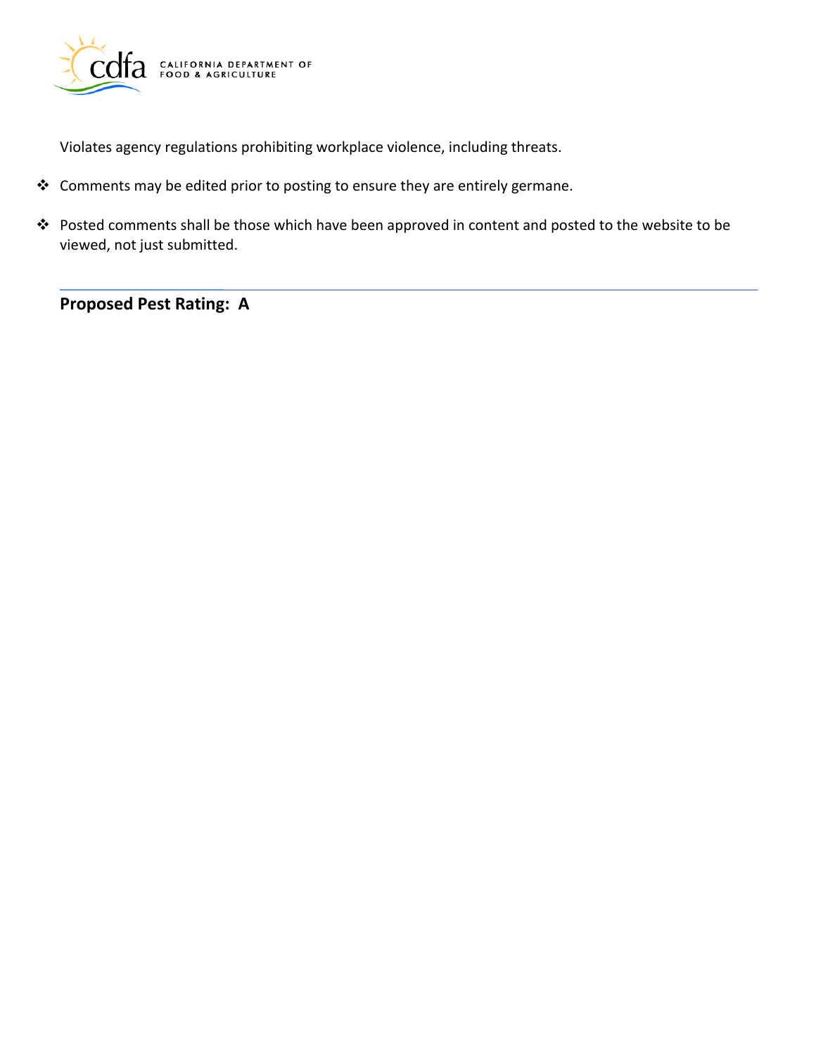Violates agency regulations prohibiting workplace violence, including threats.

- Comments may be edited prior to posting to ensure they are entirely germane.
- Posted comments shall be those which have been approved in content and posted to the website to be viewed, not just submitted.

---

**Proposed Pest Rating: A**